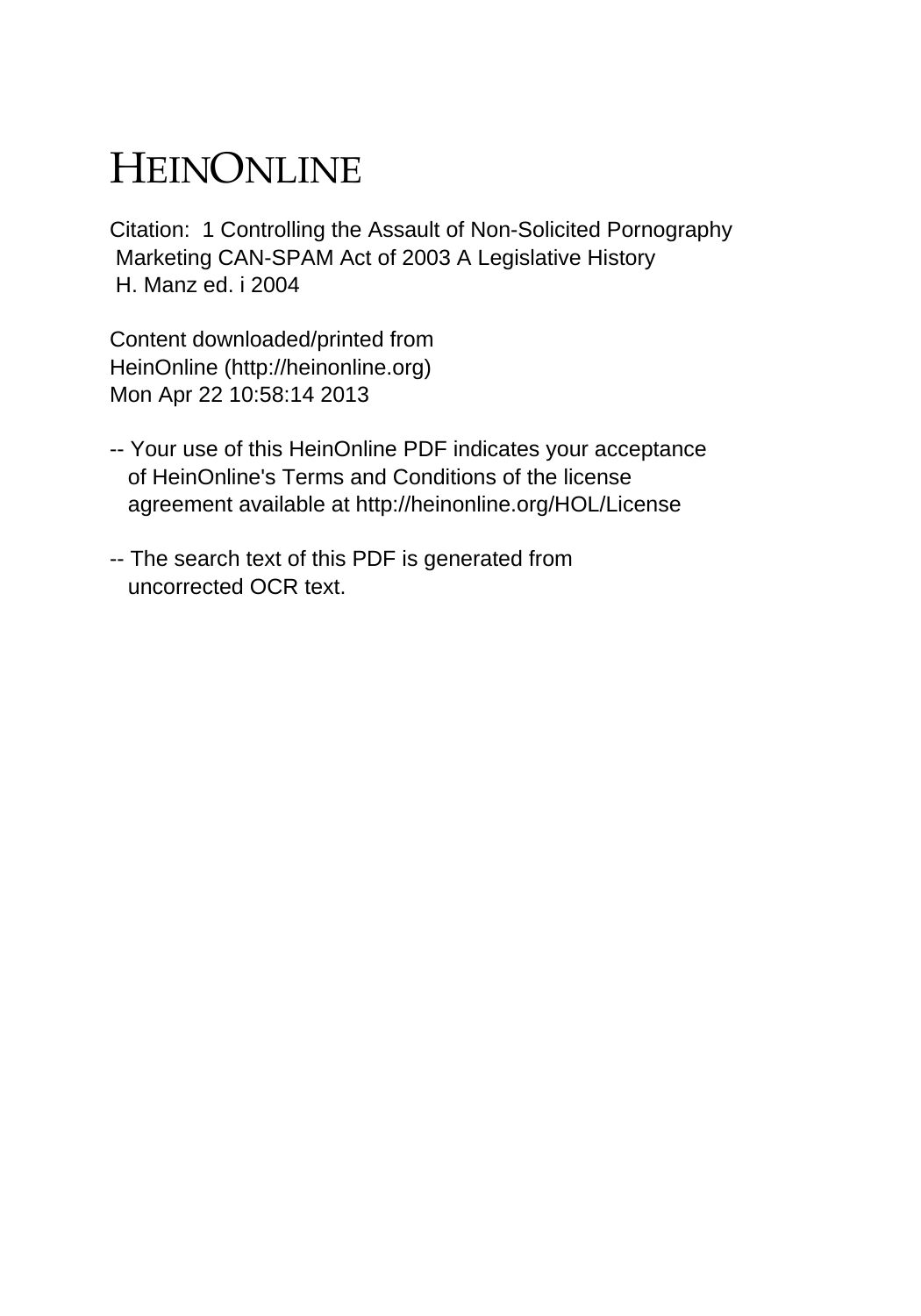# HEINONLINE

Citation: 1 Controlling the Assault of Non-Solicited Pornography Marketing CAN-SPAM Act of 2003 A Legislative History H. Manz ed. i 2004

Content downloaded/printed from HeinOnline (http://heinonline.org) Mon Apr 22 10:58:14 2013

-- Your use of this HeinOnline PDF indicates your acceptance of HeinOnline's Terms and Conditions of the license agreement available at http://heinonline.org/HOL/License

-- The search text of this PDF is generated from uncorrected OCR text.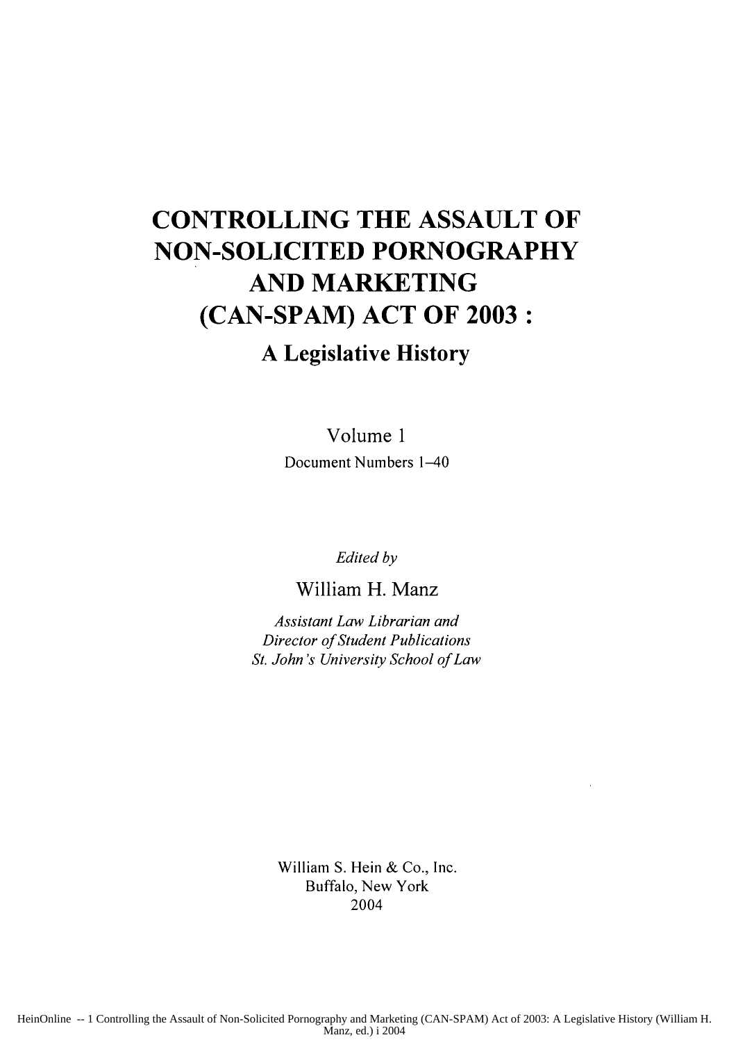# CONTROLLING THE ASSAULT OF NON-SOLICITED PORNOGRAPHY AND MARKETING (CAN-SPAM) ACT OF 2003 :

## A Legislative History

Volume 1

Document Numbers 1–40

*Edited by*

William H. Manz

*Assistant Law Librarian and*
*Director of Student Publications*
*St. John's University School of Law*

William S. Hein & Co., Inc.
Buffalo, New York
2004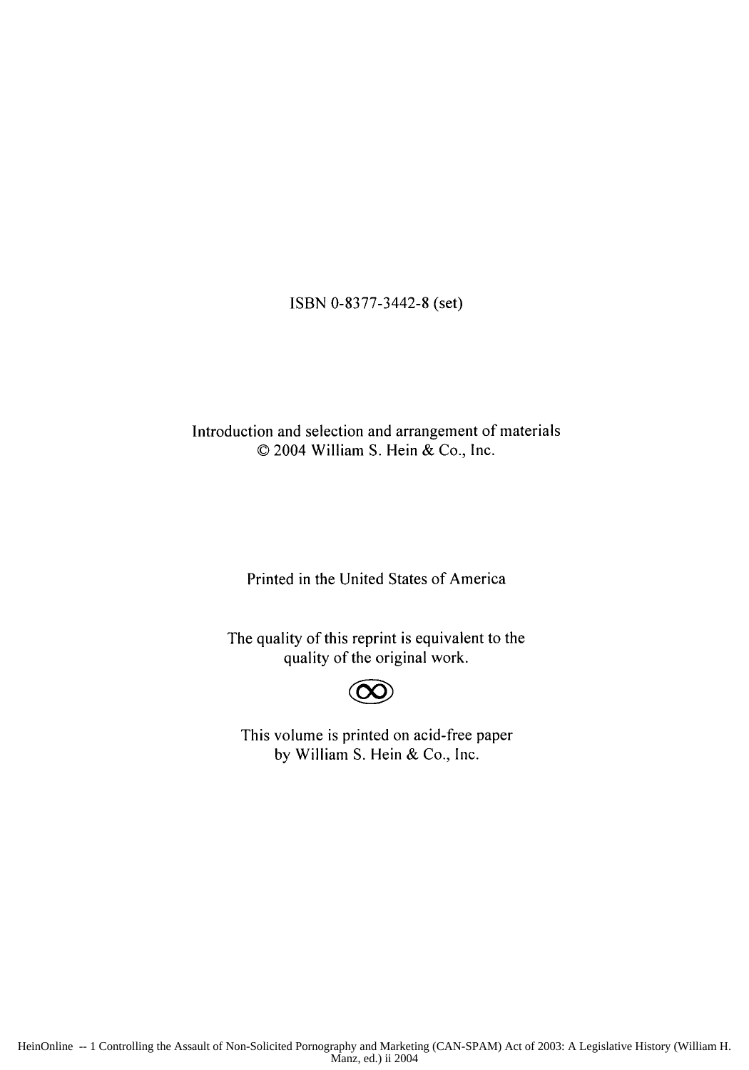ISBN 0-8377-3442-8 (set)

Introduction and selection and arrangement of materials
© 2004 William S. Hein & Co., Inc.

Printed in the United States of America

The quality of this reprint is equivalent to the
quality of the original work.

∞

This volume is printed on acid-free paper
by William S. Hein & Co., Inc.